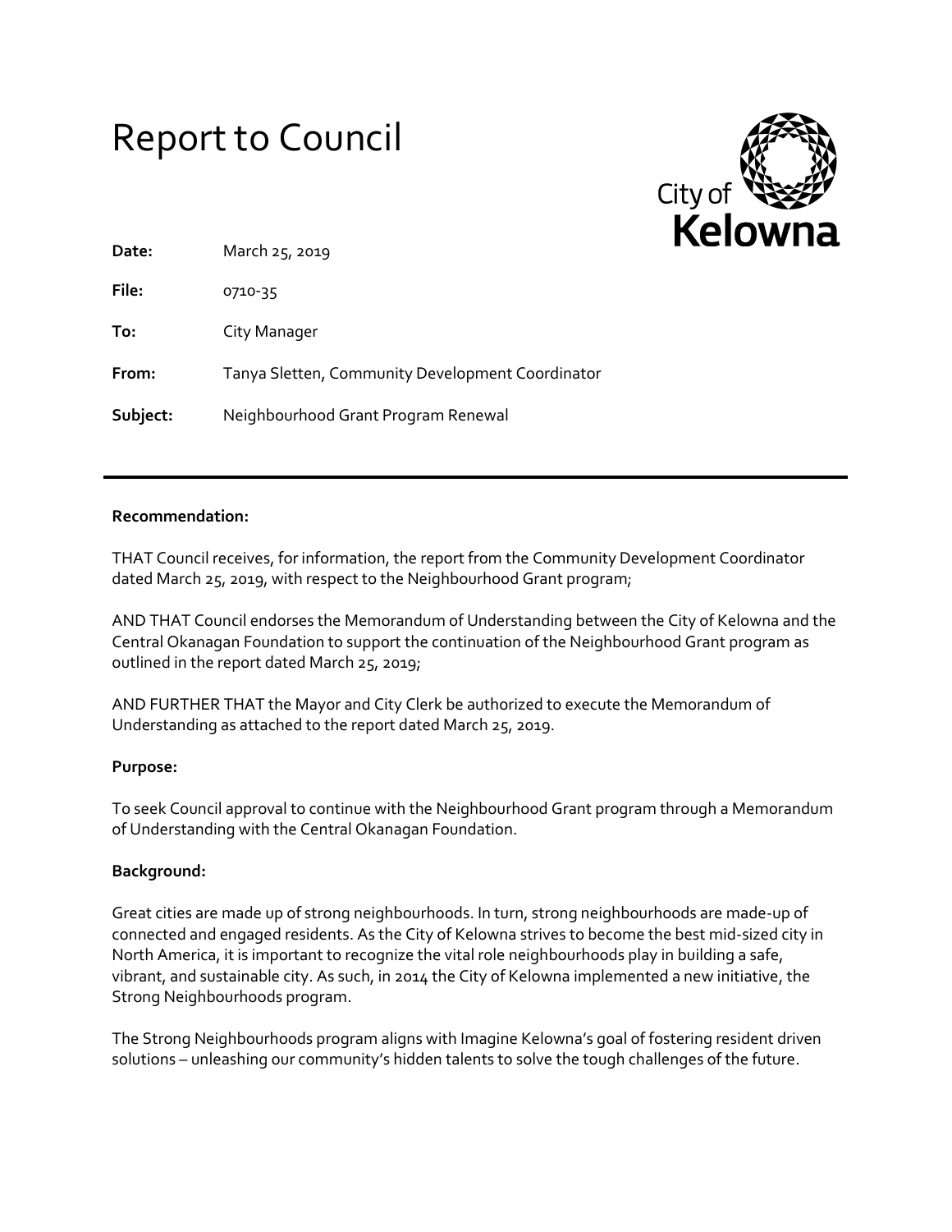# Report to Council

City of **Kelowna**

| | |
|---|---|
| **Date:** | March 25, 2019 |
| **File:** | 0710-35 |
| **To:** | City Manager |
| **From:** | Tanya Sletten, Community Development Coordinator |
| **Subject:** | Neighbourhood Grant Program Renewal |

---

**Recommendation:**

THAT Council receives, for information, the report from the Community Development Coordinator dated March 25, 2019, with respect to the Neighbourhood Grant program;

AND THAT Council endorses the Memorandum of Understanding between the City of Kelowna and the Central Okanagan Foundation to support the continuation of the Neighbourhood Grant program as outlined in the report dated March 25, 2019;

AND FURTHER THAT the Mayor and City Clerk be authorized to execute the Memorandum of Understanding as attached to the report dated March 25, 2019.

**Purpose:**

To seek Council approval to continue with the Neighbourhood Grant program through a Memorandum of Understanding with the Central Okanagan Foundation.

**Background:**

Great cities are made up of strong neighbourhoods. In turn, strong neighbourhoods are made-up of connected and engaged residents. As the City of Kelowna strives to become the best mid-sized city in North America, it is important to recognize the vital role neighbourhoods play in building a safe, vibrant, and sustainable city. As such, in 2014 the City of Kelowna implemented a new initiative, the Strong Neighbourhoods program.

The Strong Neighbourhoods program aligns with Imagine Kelowna's goal of fostering resident driven solutions – unleashing our community's hidden talents to solve the tough challenges of the future.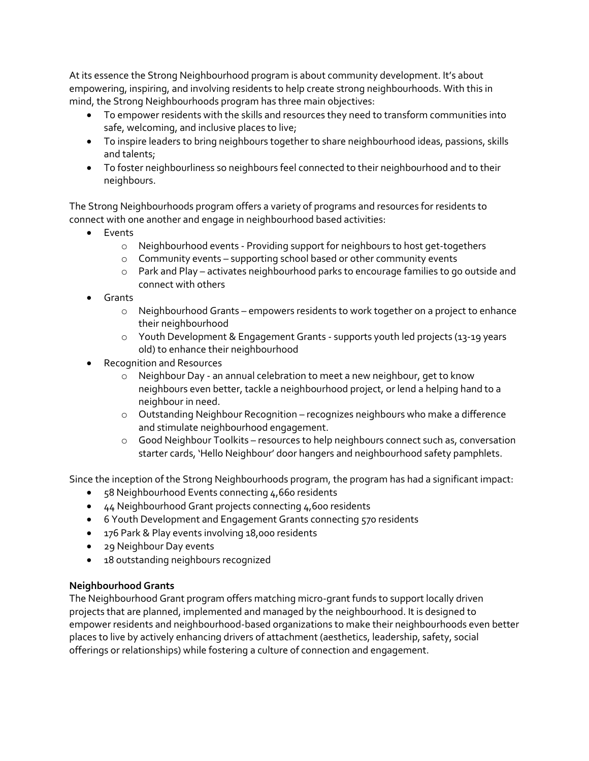At its essence the Strong Neighbourhood program is about community development. It's about empowering, inspiring, and involving residents to help create strong neighbourhoods. With this in mind, the Strong Neighbourhoods program has three main objectives:

- To empower residents with the skills and resources they need to transform communities into safe, welcoming, and inclusive places to live;
- To inspire leaders to bring neighbours together to share neighbourhood ideas, passions, skills and talents;
- To foster neighbourliness so neighbours feel connected to their neighbourhood and to their neighbours.

The Strong Neighbourhoods program offers a variety of programs and resources for residents to connect with one another and engage in neighbourhood based activities:

- Events
    - Neighbourhood events - Providing support for neighbours to host get-togethers
    - Community events – supporting school based or other community events
    - Park and Play – activates neighbourhood parks to encourage families to go outside and connect with others
- Grants
    - Neighbourhood Grants – empowers residents to work together on a project to enhance their neighbourhood
    - Youth Development & Engagement Grants - supports youth led projects (13-19 years old) to enhance their neighbourhood
- Recognition and Resources
    - Neighbour Day - an annual celebration to meet a new neighbour, get to know neighbours even better, tackle a neighbourhood project, or lend a helping hand to a neighbour in need.
    - Outstanding Neighbour Recognition – recognizes neighbours who make a difference and stimulate neighbourhood engagement.
    - Good Neighbour Toolkits – resources to help neighbours connect such as, conversation starter cards, 'Hello Neighbour' door hangers and neighbourhood safety pamphlets.

Since the inception of the Strong Neighbourhoods program, the program has had a significant impact:

- 58 Neighbourhood Events connecting 4,660 residents
- 44 Neighbourhood Grant projects connecting 4,600 residents
- 6 Youth Development and Engagement Grants connecting 570 residents
- 176 Park & Play events involving 18,000 residents
- 29 Neighbour Day events
- 18 outstanding neighbours recognized

**Neighbourhood Grants**

The Neighbourhood Grant program offers matching micro-grant funds to support locally driven projects that are planned, implemented and managed by the neighbourhood. It is designed to empower residents and neighbourhood-based organizations to make their neighbourhoods even better places to live by actively enhancing drivers of attachment (aesthetics, leadership, safety, social offerings or relationships) while fostering a culture of connection and engagement.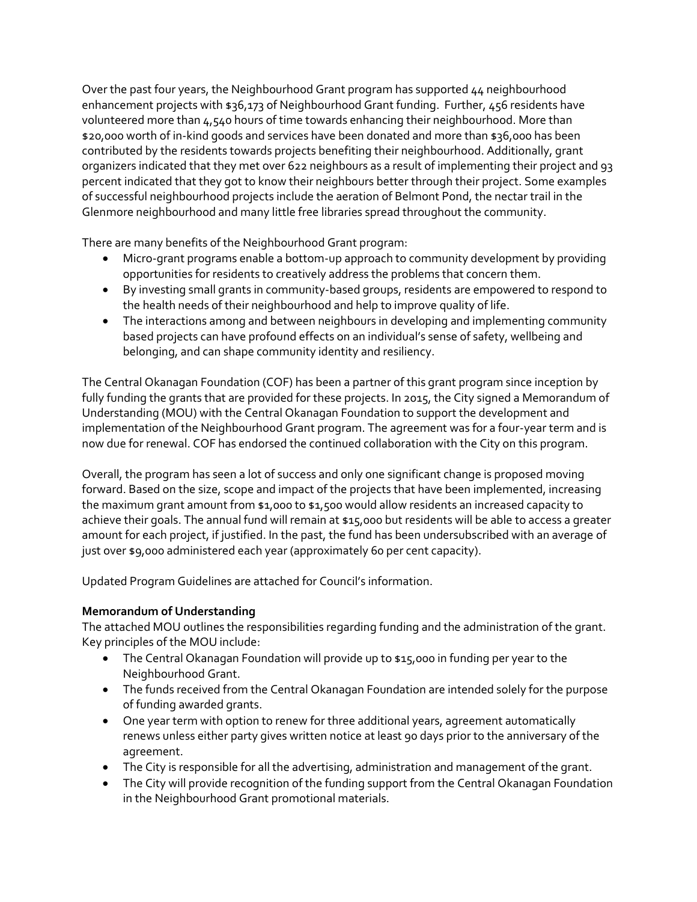Over the past four years, the Neighbourhood Grant program has supported 44 neighbourhood enhancement projects with $36,173 of Neighbourhood Grant funding. Further, 456 residents have volunteered more than 4,540 hours of time towards enhancing their neighbourhood. More than $20,000 worth of in-kind goods and services have been donated and more than $36,000 has been contributed by the residents towards projects benefiting their neighbourhood. Additionally, grant organizers indicated that they met over 622 neighbours as a result of implementing their project and 93 percent indicated that they got to know their neighbours better through their project. Some examples of successful neighbourhood projects include the aeration of Belmont Pond, the nectar trail in the Glenmore neighbourhood and many little free libraries spread throughout the community.

There are many benefits of the Neighbourhood Grant program:

- Micro-grant programs enable a bottom-up approach to community development by providing opportunities for residents to creatively address the problems that concern them.
- By investing small grants in community-based groups, residents are empowered to respond to the health needs of their neighbourhood and help to improve quality of life.
- The interactions among and between neighbours in developing and implementing community based projects can have profound effects on an individual's sense of safety, wellbeing and belonging, and can shape community identity and resiliency.

The Central Okanagan Foundation (COF) has been a partner of this grant program since inception by fully funding the grants that are provided for these projects. In 2015, the City signed a Memorandum of Understanding (MOU) with the Central Okanagan Foundation to support the development and implementation of the Neighbourhood Grant program. The agreement was for a four-year term and is now due for renewal. COF has endorsed the continued collaboration with the City on this program.

Overall, the program has seen a lot of success and only one significant change is proposed moving forward. Based on the size, scope and impact of the projects that have been implemented, increasing the maximum grant amount from $1,000 to $1,500 would allow residents an increased capacity to achieve their goals. The annual fund will remain at $15,000 but residents will be able to access a greater amount for each project, if justified. In the past, the fund has been undersubscribed with an average of just over $9,000 administered each year (approximately 60 per cent capacity).

Updated Program Guidelines are attached for Council's information.

**Memorandum of Understanding**

The attached MOU outlines the responsibilities regarding funding and the administration of the grant. Key principles of the MOU include:

- The Central Okanagan Foundation will provide up to $15,000 in funding per year to the Neighbourhood Grant.
- The funds received from the Central Okanagan Foundation are intended solely for the purpose of funding awarded grants.
- One year term with option to renew for three additional years, agreement automatically renews unless either party gives written notice at least 90 days prior to the anniversary of the agreement.
- The City is responsible for all the advertising, administration and management of the grant.
- The City will provide recognition of the funding support from the Central Okanagan Foundation in the Neighbourhood Grant promotional materials.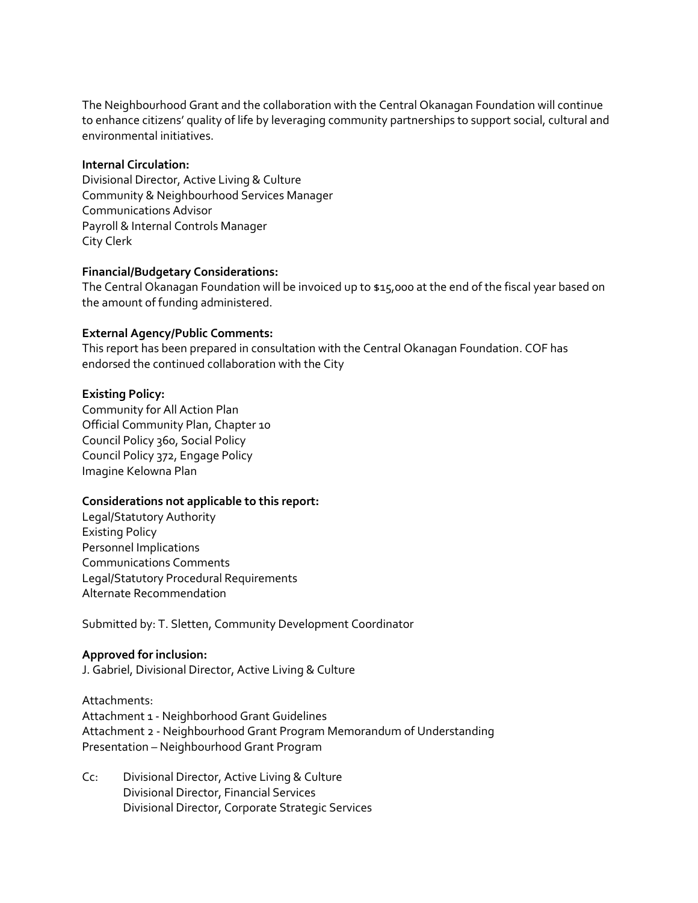The Neighbourhood Grant and the collaboration with the Central Okanagan Foundation will continue to enhance citizens' quality of life by leveraging community partnerships to support social, cultural and environmental initiatives.

**Internal Circulation:**
Divisional Director, Active Living & Culture
Community & Neighbourhood Services Manager
Communications Advisor
Payroll & Internal Controls Manager
City Clerk

**Financial/Budgetary Considerations:**
The Central Okanagan Foundation will be invoiced up to $15,000 at the end of the fiscal year based on the amount of funding administered.

**External Agency/Public Comments:**
This report has been prepared in consultation with the Central Okanagan Foundation. COF has endorsed the continued collaboration with the City

**Existing Policy:**
Community for All Action Plan
Official Community Plan, Chapter 10
Council Policy 360, Social Policy
Council Policy 372, Engage Policy
Imagine Kelowna Plan

**Considerations not applicable to this report:**
Legal/Statutory Authority
Existing Policy
Personnel Implications
Communications Comments
Legal/Statutory Procedural Requirements
Alternate Recommendation

Submitted by: T. Sletten, Community Development Coordinator

**Approved for inclusion:**
J. Gabriel, Divisional Director, Active Living & Culture

Attachments:
Attachment 1 - Neighborhood Grant Guidelines
Attachment 2 - Neighbourhood Grant Program Memorandum of Understanding
Presentation – Neighbourhood Grant Program

Cc: Divisional Director, Active Living & Culture
Divisional Director, Financial Services
Divisional Director, Corporate Strategic Services